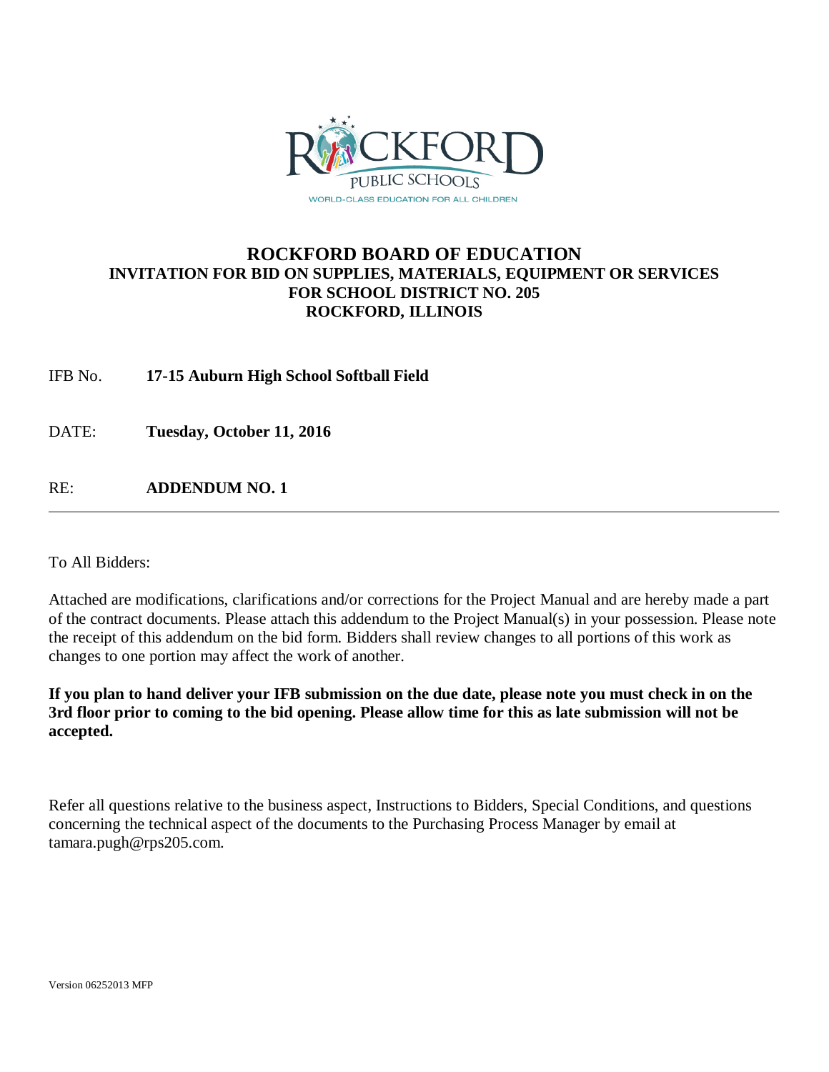# ROCKFORD BOARD OF EDUCATION

## INVITATION FOR BID ON SUPPLIES, MATERIALS, EQUIPMENT OR SERVICES FOR SCHOOL DISTRICT NO. 205 ROCKFORD, ILLINOIS

IFB No. **17-15 Auburn High School Softball Field**

DATE: **Tuesday, October 11, 2016**

RE: **ADDENDUM NO. 1**

---

To All Bidders:

Attached are modifications, clarifications and/or corrections for the Project Manual and are hereby made a part of the contract documents. Please attach this addendum to the Project Manual(s) in your possession. Please note the receipt of this addendum on the bid form. Bidders shall review changes to all portions of this work as changes to one portion may affect the work of another.

**If you plan to hand deliver your IFB submission on the due date, please note you must check in on the 3rd floor prior to coming to the bid opening. Please allow time for this as late submission will not be accepted.**

Refer all questions relative to the business aspect, Instructions to Bidders, Special Conditions, and questions concerning the technical aspect of the documents to the Purchasing Process Manager by email at tamara.pugh@rps205.com.

Version 06252013 MFP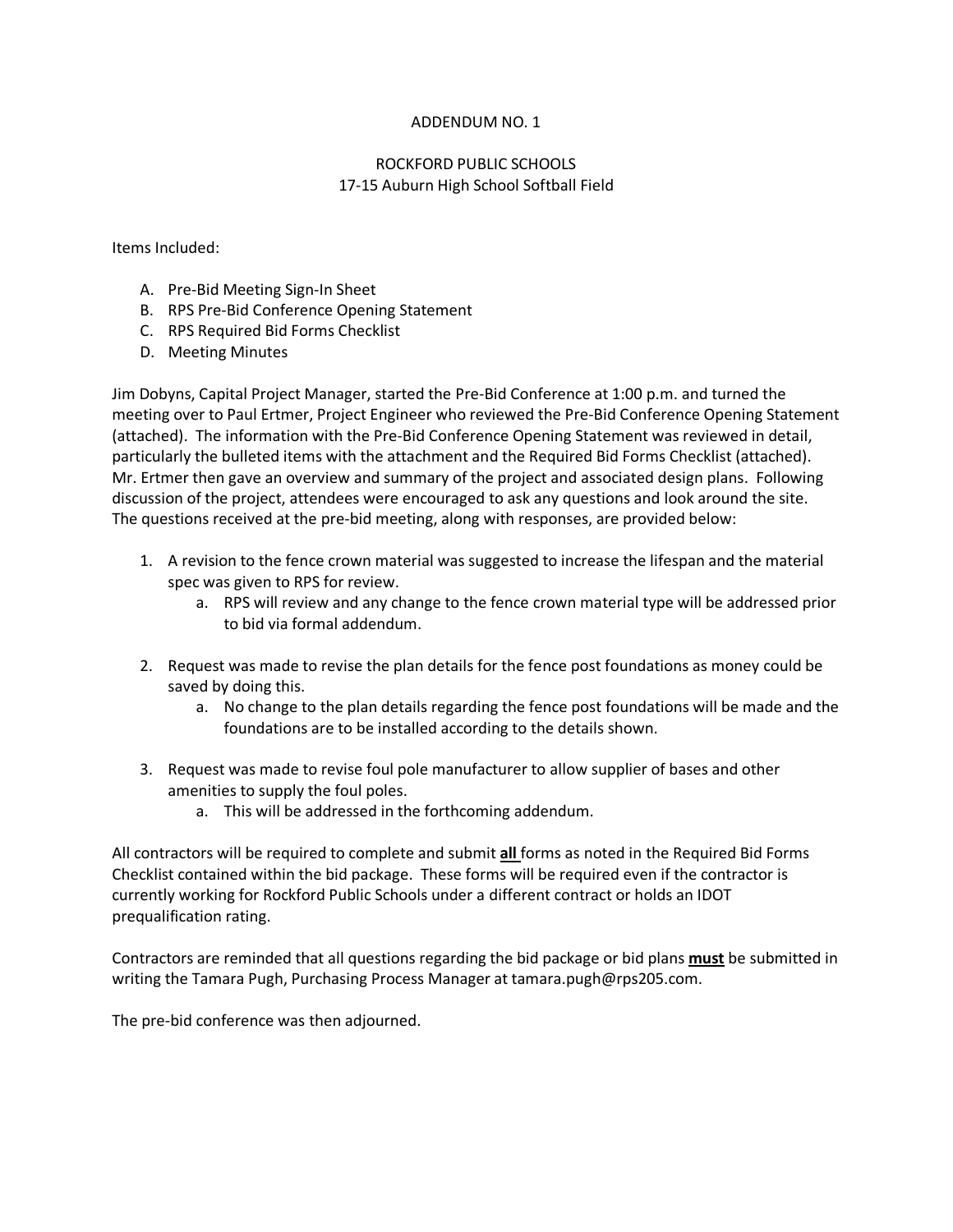# ADDENDUM NO. 1

## ROCKFORD PUBLIC SCHOOLS
## 17-15 Auburn High School Softball Field

Items Included:

A. Pre-Bid Meeting Sign-In Sheet
B. RPS Pre-Bid Conference Opening Statement
C. RPS Required Bid Forms Checklist
D. Meeting Minutes

Jim Dobyns, Capital Project Manager, started the Pre-Bid Conference at 1:00 p.m. and turned the meeting over to Paul Ertmer, Project Engineer who reviewed the Pre-Bid Conference Opening Statement (attached). The information with the Pre-Bid Conference Opening Statement was reviewed in detail, particularly the bulleted items with the attachment and the Required Bid Forms Checklist (attached). Mr. Ertmer then gave an overview and summary of the project and associated design plans. Following discussion of the project, attendees were encouraged to ask any questions and look around the site. The questions received at the pre-bid meeting, along with responses, are provided below:

1. A revision to the fence crown material was suggested to increase the lifespan and the material spec was given to RPS for review.
   a. RPS will review and any change to the fence crown material type will be addressed prior to bid via formal addendum.

2. Request was made to revise the plan details for the fence post foundations as money could be saved by doing this.
   a. No change to the plan details regarding the fence post foundations will be made and the foundations are to be installed according to the details shown.

3. Request was made to revise foul pole manufacturer to allow supplier of bases and other amenities to supply the foul poles.
   a. This will be addressed in the forthcoming addendum.

All contractors will be required to complete and submit **<u>all</u>** forms as noted in the Required Bid Forms Checklist contained within the bid package. These forms will be required even if the contractor is currently working for Rockford Public Schools under a different contract or holds an IDOT prequalification rating.

Contractors are reminded that all questions regarding the bid package or bid plans **<u>must</u>** be submitted in writing the Tamara Pugh, Purchasing Process Manager at tamara.pugh@rps205.com.

The pre-bid conference was then adjourned.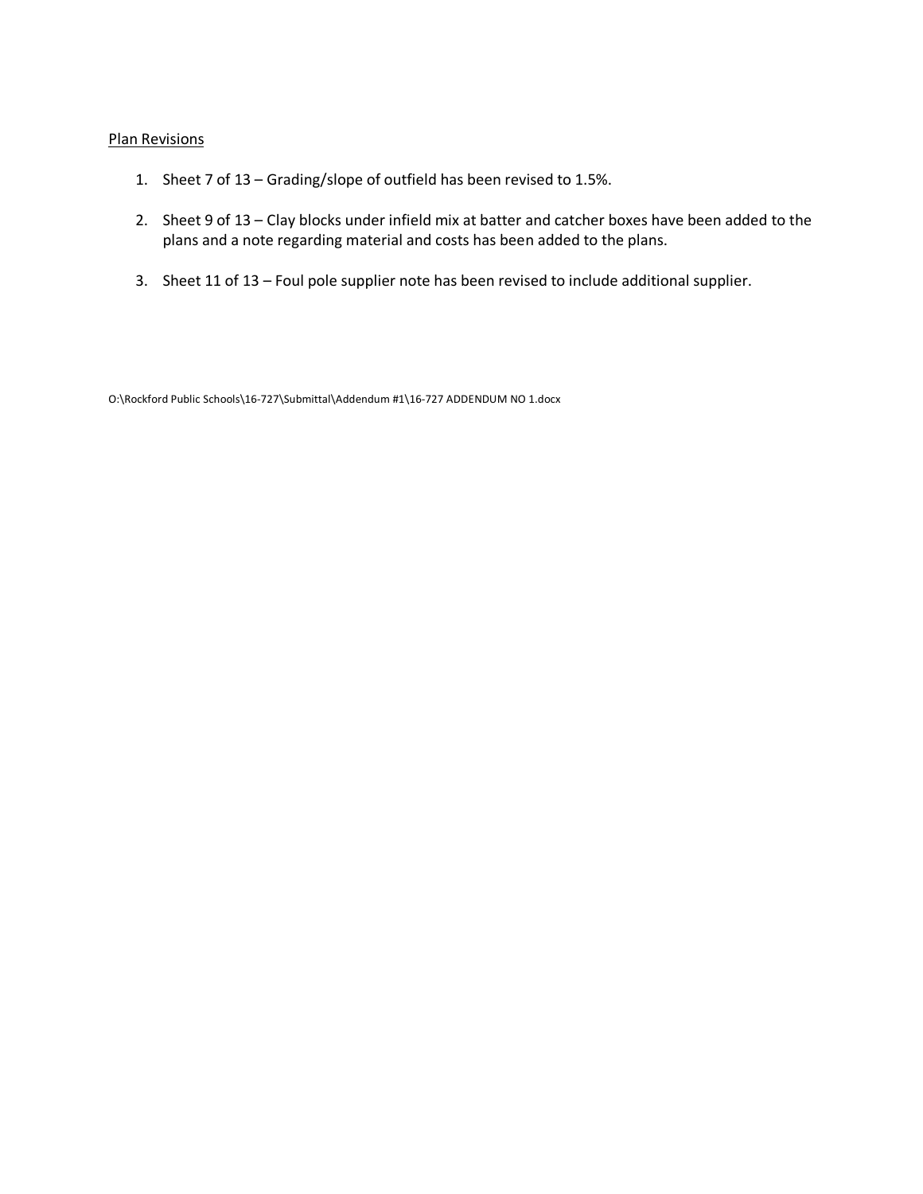Plan Revisions

1. Sheet 7 of 13 – Grading/slope of outfield has been revised to 1.5%.

2. Sheet 9 of 13 – Clay blocks under infield mix at batter and catcher boxes have been added to the plans and a note regarding material and costs has been added to the plans.

3. Sheet 11 of 13 – Foul pole supplier note has been revised to include additional supplier.

O:\Rockford Public Schools\16-727\Submittal\Addendum #1\16-727 ADDENDUM NO 1.docx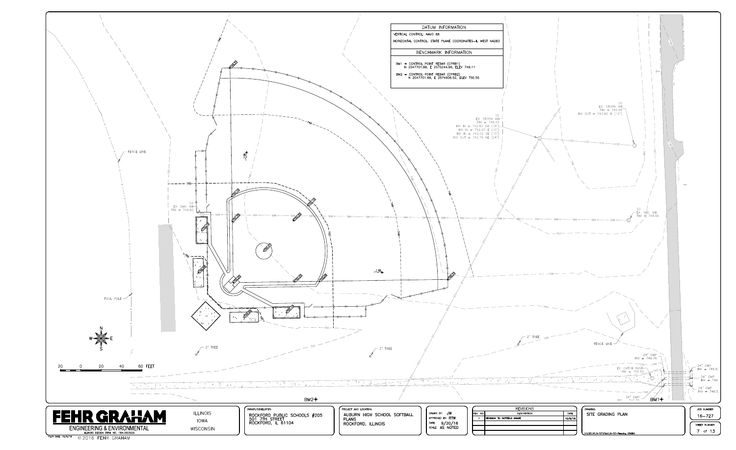## DATUM INFORMATION

VERTICAL CONTROL: NAVD 88

HORIZONTAL CONTROL: STATE PLANE COORDINATES–IL WEST NAD83

## BENCHMARK INFORMATION

BM1 = CONTROL POINT REBAR (CPRB1)
N 2047701.88, E 2575244.96, ELEV 749.11

BM2 = CONTROL POINT REBAR (CPRB2)
N 2047701.69, E 2574906.52, ELEV 750.56

D2
EX. STORM MH
RIM = 746.45
INV IN = 742.83 SW (18")
INV IN = 742.97 E (10")
INV IN = 743.02 SE (15")
INV OUT = 742.79 NE (24")

D3
EX. STORM MH
RIM = 745.66
INV OUT = 743.80 W (10")

S4
EX. SAN. MH
RIM = 749.60

S3
EX. SAN. MH
RIM = 745.65

FENCE LINE

FOUL POLE

2" TREE

2" TREE

2" TREE

FENCE LINE

24" CMP
INV = 746.76

EX. CATCH BASIN
RIM = 745.55

24" CMP
INV = 746.8

24" CMP
INV = 746

24" CMP
INV = 746.5

24" CMP

BM2

BM1

20 0 20 40 60 FEET

---

**FEHR GRAHAM**
ENGINEERING & ENVIRONMENTAL
ILLINOIS DESIGN FIRM NO. 184-003525

ILLINOIS
IOWA
WISCONSIN

OWNER/DEVELOPER:
ROCKFORD PUBLIC SCHOOLS #205
501 7TH STREET
ROCKFORD, IL 61104

PROJECT AND LOCATION:
AUBURN HIGH SCHOOL SOFTBALL PLANS
ROCKFORD, ILLINOIS

DRAWN BY: JW
APPROVED BY: RTW
DATE: 9/20/16
SCALE: AS NOTED

| REVISIONS | | |
|---|---|---|
| REV. NO. | DESCRIPTION | DATE |
| 1 | REVISION TO OUTFIELD GRADE | 10/6/16 |

DRAWING:
SITE GRADING PLAN

JOB NUMBER:
16-727

SHEET NUMBER:
7 of 13

PLOT DATE: 10/6/16

© 2016 FEHR GRAHAM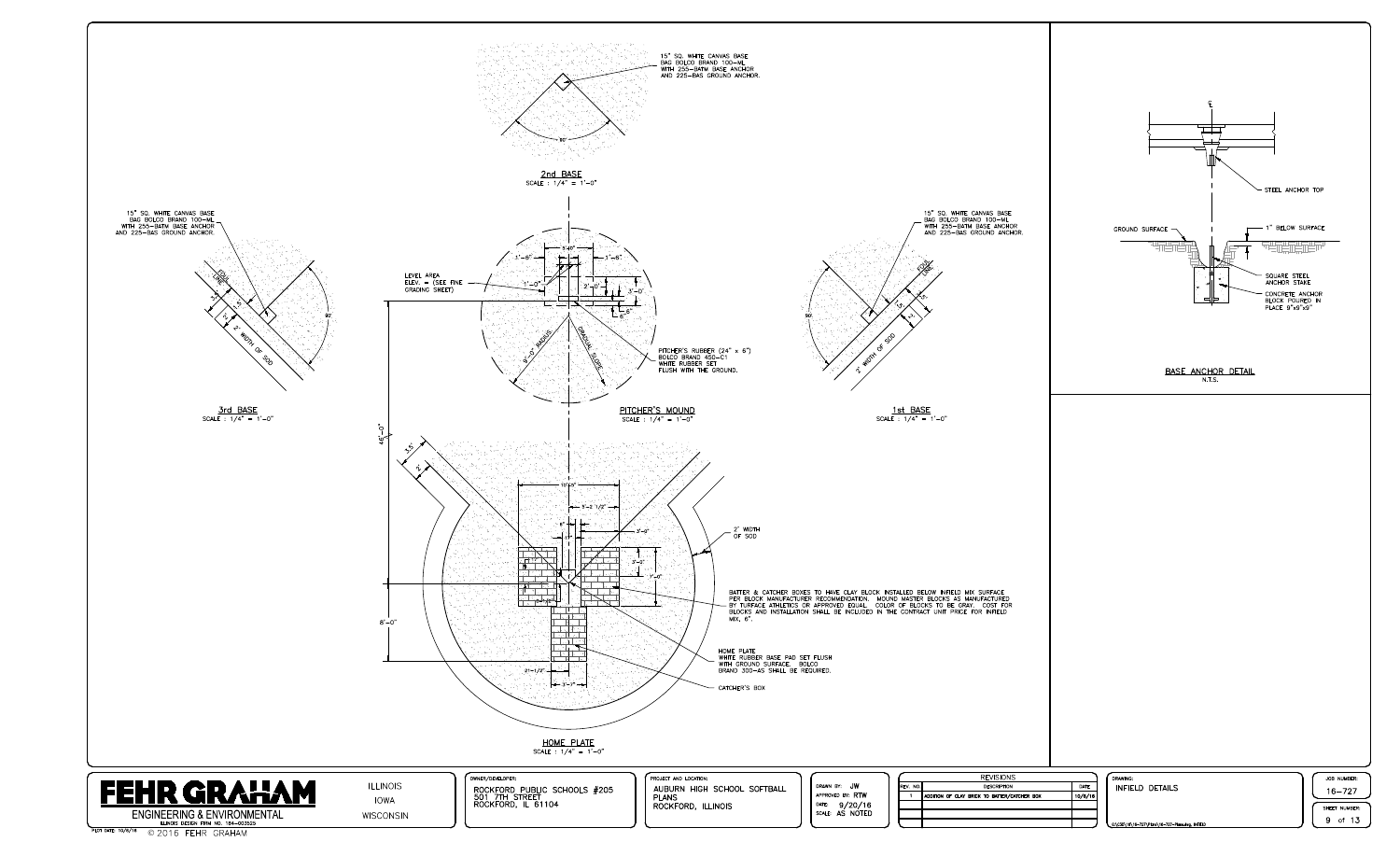## 2nd BASE

SCALE : 1/4" = 1'-0"

15" SQ. WHITE CANVAS BASE BAG BOLCO BRAND 100-ML WITH 255-BATM BASE ANCHOR AND 225-BAS GROUND ANCHOR.

90°

## 3rd BASE

SCALE : 1/4" = 1'-0"

15" SQ. WHITE CANVAS BASE BAG BOLCO BRAND 100-ML WITH 255-BATM BASE ANCHOR AND 225-BAS GROUND ANCHOR.

FOUL LINE

2' WIDTH OF SOD

90°

## PITCHER'S MOUND

SCALE : 1/4" = 1'-0"

LEVEL AREA ELEV. = (SEE FINE GRADING SHEET)

PITCHER'S RUBBER (24" x 6") BOLCO BRAND 450-C1 WHITE RUBBER SET FLUSH WITH THE GROUND.

9'-0" RADIUS

GRADUAL SLOPE

3'-6" 3'-6" 1'-0" 2'-0" 3'-0" 6"

## 1st BASE

SCALE : 1/4" = 1'-0"

15" SQ. WHITE CANVAS BASE BAG BOLCO BRAND 100-ML WITH 255-BATM BASE ANCHOR AND 225-BAS GROUND ANCHOR.

FOUL LINE

2' WIDTH OF SOD

90°

## HOME PLATE

SCALE : 1/4" = 1'-0"

43'-0"

8'-0"

2' WIDTH OF SOD

BATTER & CATCHER BOXES TO HAVE CLAY BLOCK INSTALLED BELOW INFIELD MIX SURFACE PER BLOCK MANUFACTURER RECOMMENDATION. MOUND MASTER BLOCKS AS MANUFACTURED BY TURFACE ATHLETICS OR APPROVED EQUAL. COLOR OF BLOCKS TO BE GRAY. COST FOR BLOCKS AND INSTALLATION SHALL BE INCLUDED IN THE CONTRACT UNIT PRICE FOR INFIELD MIX, 6".

HOME PLATE WHITE RUBBER BASE PAD SET FLUSH WITH GROUND SURFACE. BOLCO BRAND 300-AS SHALL BE REQUIRED.

CATCHER'S BOX

## BASE ANCHOR DETAIL

N.T.S.

STEEL ANCHOR TOP

GROUND SURFACE

1" BELOW SURFACE

SQUARE STEEL ANCHOR STAKE

CONCRETE ANCHOR BLOCK POURED IN PLACE 9"x9"x9"

---

**FEHR GRAHAM** ENGINEERING & ENVIRONMENTAL

ILLINOIS DESIGN FIRM NO. 184-003525

ILLINOIS | IOWA | WISCONSIN

OWNER/DEVELOPER: ROCKFORD PUBLIC SCHOOLS #205, 501 7TH STREET, ROCKFORD, IL 61104

PROJECT AND LOCATION: AUBURN HIGH SCHOOL SOFTBALL PLANS, ROCKFORD, ILLINOIS

DRAWN BY: JW | APPROVED BY: RTW | DATE: 9/20/16 | SCALE: AS NOTED

| REV. NO. | DESCRIPTION | DATE |
|---|---|---|
| 1 | ADDITION OF CLAY BRICK TO BATTER/CATCHER BOX | 10/6/16 |

DRAWING: INFIELD DETAILS

JOB NUMBER: 16-727

SHEET NUMBER: 9 of 13

© 2016 FEHR GRAHAM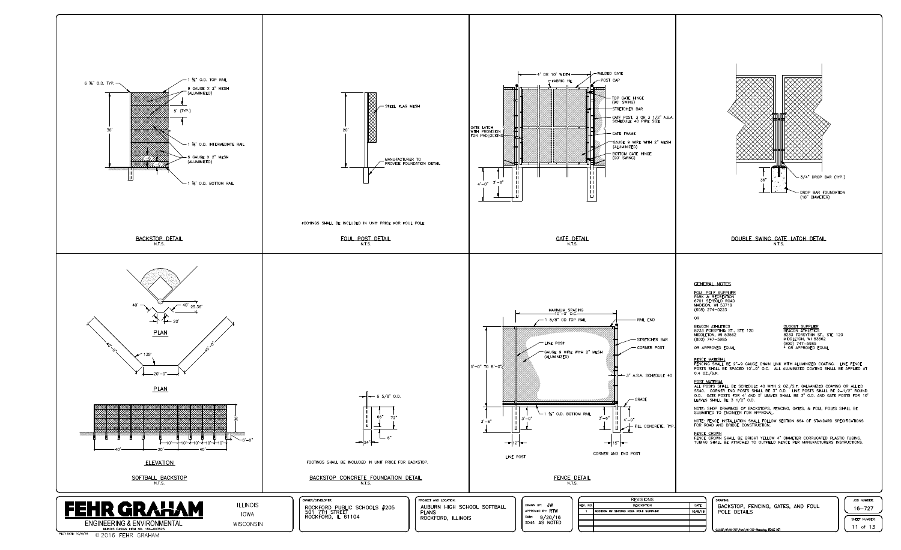## BACKSTOP DETAIL
N.T.S.

- 6 5/8" O.D. TYP.
- 1 5/8" O.D. TOP RAIL
- 9 GAUGE X 2" MESH (ALUMINIZED)
- 5' (TYP.)
- 30'
- 1 5/8" O.D. INTERMEDIATE RAIL
- 6 GAUGE X 2" MESH (ALUMINIZED)
- 1 5/8" O.D. BOTTOM RAIL

## FOUL POST DETAIL
N.T.S.

- STEEL FLAG MESH
- 20'
- MANUFACTURER TO PROVIDE FOUNDATION DETAIL

FOOTINGS SHALL BE INCLUDED IN UNIT PRICE FOR FOUL POLE

## GATE DETAIL
N.T.S.

- 4' OR 10' WIDTH
- FABRIC TIE
- WELDED GATE
- POST CAP
- TOP GATE HINGE (90° SWING)
- STRETCHER BAR
- GATE POST, 3 OR 3 1/2" A.S.A. SCHEDULE 40 PIPE SIZE
- GATE FRAME
- GAUGE 9 WIRE WITH 2" MESH (ALUMINIZED)
- BOTTOM GATE HINGE (90° SWING)
- GATE LATCH WITH PROVISION FOR PADLOCKING
- 4'-0"
- 3'-6"

## DOUBLE SWING GATE LATCH DETAIL
N.T.S.

- 36"
- 3/4" DROP BAR (TYP.)
- DROP BAR FOUNDATION (18" DIAMETER)

## SOFTBALL BACKSTOP
N.T.S.

PLAN

- 40'
- 40'
- 25.36'
- 20'

PLAN

- 40'-0"
- 40'-0"
- 135°
- 20'-0"

ELEVATION

- 40'
- 20'
- 10'
- 10'
- 10'
- 10'
- 40'
- 30'
- 5'-0"

## BACKSTOP CONCRETE FOUNDATION DETAIL
N.T.S.

- 6 5/8" O.D.
- 66"
- 72"
- 6"
- 24"

FOOTINGS SHALL BE INCLUDED IN UNIT PRICE FOR BACKSTOP.

## FENCE DETAIL
N.T.S.

- MAXIMUM SPACING 10'-0" O.C.
- 1 5/8" OD TOP RAIL
- RAIL END
- LINE POST
- GAUGE 9 WIRE WITH 2" MESH (ALUMINIZED)
- STRETCHER BAR
- CORNER POST
- 3" A.S.A. SCHEDULE 40
- GRADE
- 5'-0" TO 8'-0"
- 1 5/8" O.D. BOTTOM RAIL
- 3'-6"
- 3'-0"
- 3'-6"
- 4'-0"
- FILL CONCRETE, TYP.
- 12"
- 15"
- LINE POST
- CORNER AND END POST

## GENERAL NOTES

**FOUL POLE SUPPLIER**
PARK & RECREATION
6701 SEYBOLD ROAD
MADISON, WI 53719
(608) 274-0223

OR

BEACON ATHLETICS
8233 FORSYTHIA ST., STE 120
MIDDLETON, WI 53562
(800) 747-5985

OR APPROVED EQUAL

**DUGOUT SUPPLIER**
BEACON ATHLETICS
8233 FORSYTHIA ST., STE 120
MIDDLETON, WI 53562
(800) 747-5985
* OR APPROVED EQUAL

**FENCE MATERIAL**
FENCING SHALL BE 2"-9 GAUGE CHAIN LINK WITH ALUMINIZED COATING. LINE FENCE POSTS SHALL BE SPACED 10'-0" O.C. ALL ALUMINIZED COATING SHALL BE APPLIED AT 0.4 OZ./S.F.

**POST MATERIAL**
ALL POSTS SHALL BE SCHEDULE 40 WITH 2 OZ./S.F. GALVANIZED COATING OR ALLIED 5540. CORNER END POSTS SHALL BE 3" O.D. LINE POSTS SHALL BE 2-1/2" ROUND O.D. GATE POSTS FOR 4' AND 5' LEAVES SHALL BE 3" O.D. AND GATE POSTS FOR 10' LEAVES SHALL BE 3 1/2" O.D.

NOTE: SHOP DRAWINGS OF BACKSTOPS, FENCING, GATES, & FOUL POLES SHALL BE SUBMITTED TO ENGINEER FOR APPROVAL.

NOTE: FENCE INSTALLATION SHALL FOLLOW SECTION 664 OF STANDARD SPECIFICATIONS FOR ROAD AND BRIDGE CONSTRUCTION.

**FENCE CROWN**
FENCE CROWN SHALL BE BRIGHT YELLOW 4" DIAMETER CORRUGATED PLASTIC TUBING. TUBING SHALL BE ATTACHED TO OUTFIELD FENCE PER MANUFACTURERS INSTRUCTIONS.

---

**FEHR GRAHAM**
ENGINEERING & ENVIRONMENTAL
ILLINOIS DESIGN FIRM NO. 184-003525
ILLINOIS | IOWA | WISCONSIN

PLOT DATE: 10/5/16 © 2016 FEHR GRAHAM

OWNER/DEVELOPER:
ROCKFORD PUBLIC SCHOOLS #205
501 7TH STREET
ROCKFORD, IL 61104

PROJECT AND LOCATION:
AUBURN HIGH SCHOOL SOFTBALL PLANS
ROCKFORD, ILLINOIS

DRAWN BY: JW
APPROVED BY: RTW
DATE: 9/20/16
SCALE: AS NOTED

REVISIONS

| REV. NO. | DESCRIPTION | DATE |
|---|---|---|
| 1 | ADDITION OF SECOND FOUL POLE SUPPLIER | 10/5/16 |

DRAWING:
BACKSTOP, FENCING, GATES, AND FOUL POLE DETAILS

JOB NUMBER: 16-727

SHEET NUMBER: 11 of 13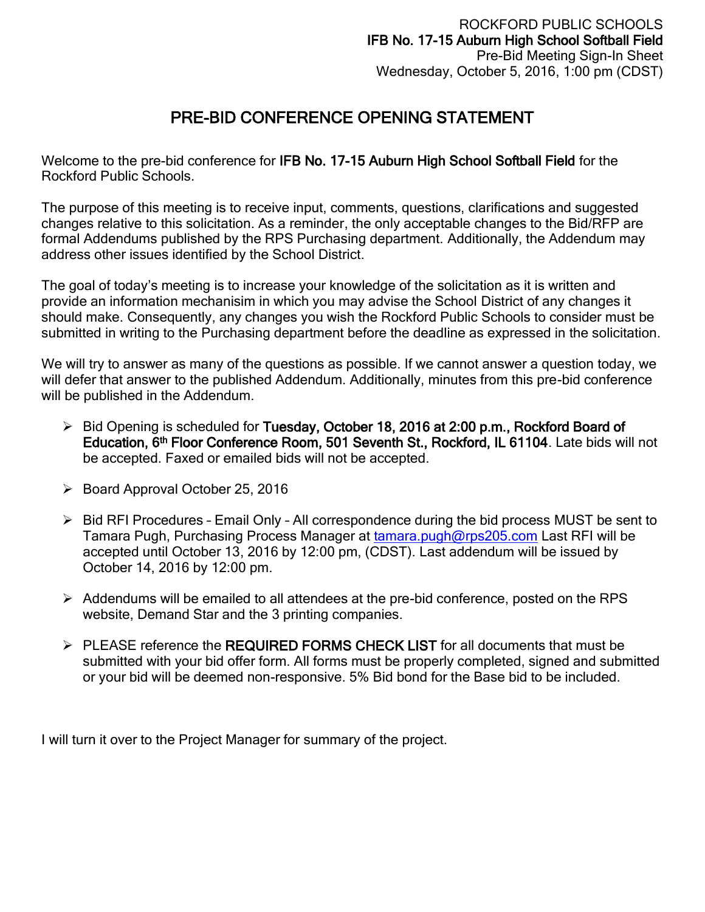ROCKFORD PUBLIC SCHOOLS
**IFB No. 17-15 Auburn High School Softball Field**
Pre-Bid Meeting Sign-In Sheet
Wednesday, October 5, 2016, 1:00 pm (CDST)

# PRE-BID CONFERENCE OPENING STATEMENT

Welcome to the pre-bid conference for **IFB No. 17-15 Auburn High School Softball Field** for the Rockford Public Schools.

The purpose of this meeting is to receive input, comments, questions, clarifications and suggested changes relative to this solicitation. As a reminder, the only acceptable changes to the Bid/RFP are formal Addendums published by the RPS Purchasing department. Additionally, the Addendum may address other issues identified by the School District.

The goal of today's meeting is to increase your knowledge of the solicitation as it is written and provide an information mechanisim in which you may advise the School District of any changes it should make. Consequently, any changes you wish the Rockford Public Schools to consider must be submitted in writing to the Purchasing department before the deadline as expressed in the solicitation.

We will try to answer as many of the questions as possible. If we cannot answer a question today, we will defer that answer to the published Addendum. Additionally, minutes from this pre-bid conference will be published in the Addendum.

- Bid Opening is scheduled for **Tuesday, October 18, 2016 at 2:00 p.m., Rockford Board of Education, 6th Floor Conference Room, 501 Seventh St., Rockford, IL 61104**. Late bids will not be accepted. Faxed or emailed bids will not be accepted.
- Board Approval October 25, 2016
- Bid RFI Procedures – Email Only – All correspondence during the bid process MUST be sent to Tamara Pugh, Purchasing Process Manager at tamara.pugh@rps205.com Last RFI will be accepted until October 13, 2016 by 12:00 pm, (CDST). Last addendum will be issued by October 14, 2016 by 12:00 pm.
- Addendums will be emailed to all attendees at the pre-bid conference, posted on the RPS website, Demand Star and the 3 printing companies.
- PLEASE reference the **REQUIRED FORMS CHECK LIST** for all documents that must be submitted with your bid offer form. All forms must be properly completed, signed and submitted or your bid will be deemed non-responsive. 5% Bid bond for the Base bid to be included.

I will turn it over to the Project Manager for summary of the project.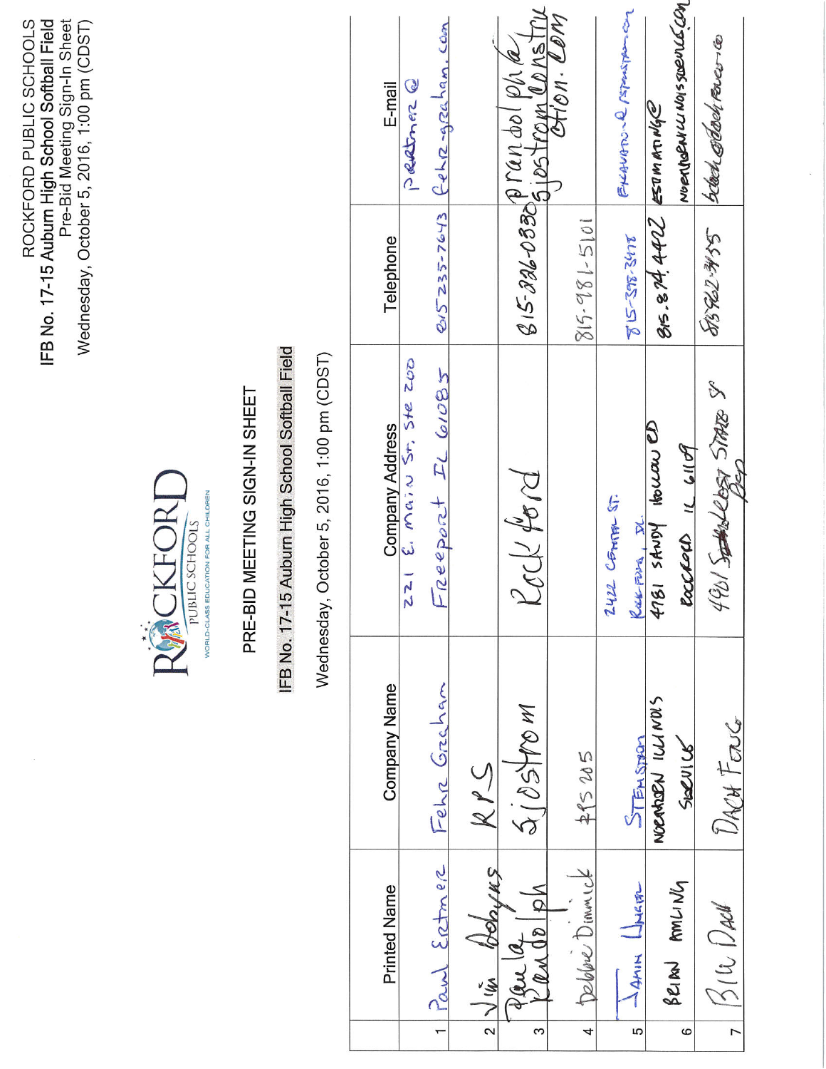ROCKFORD PUBLIC SCHOOLS
IFB No. 17-15 Auburn High School Softball Field
Pre-Bid Meeting Sign-In Sheet
Wednesday, October 5, 2016, 1:00 pm (CDST)

ROCKFORD PUBLIC SCHOOLS
WORLD-CLASS EDUCATION FOR ALL CHILDREN

# PRE-BID MEETING SIGN-IN SHEET

**IFB No. 17-15 Auburn High School Softball Field**

Wednesday, October 5, 2016, 1:00 pm (CDST)

| | Printed Name | Company Name | Company Address | Telephone | E-mail |
|---|---|---|---|---|---|
| 1 | Paul Ertmer | Fehr Graham | 221 E. Main St. Ste 200 Freeport IL 61085 | 815 235-7643 | Pertmer@fehr-graham.com |
| 2 | Jim Bobyns | RPS | | | |
| 3 | Paula Randolph | Sjostrom | Rockford | 815-226-0330 | prandolph@sjostromconstruction.com |
| 4 | Debbie Dimmick | RPS 205 | | 815-981-5101 | |
| 5 | Jamin Unger | Stenstrom | 2422 Center St. Rock Falls, IL. | 815-398-3478 | Excavation@stenstrom.com |
| 6 | Brian Amling | Northern Illinois Service | 4781 Sandy Hollow Rd Rockford IL 61109 | 815.874.4422 | Estimating@northernillinoisservice.com |
| 7 | Bill Dach | Dach Fence | 4901 S. Forest State St. | 815 962-3455 | bdach@dachfence.com |